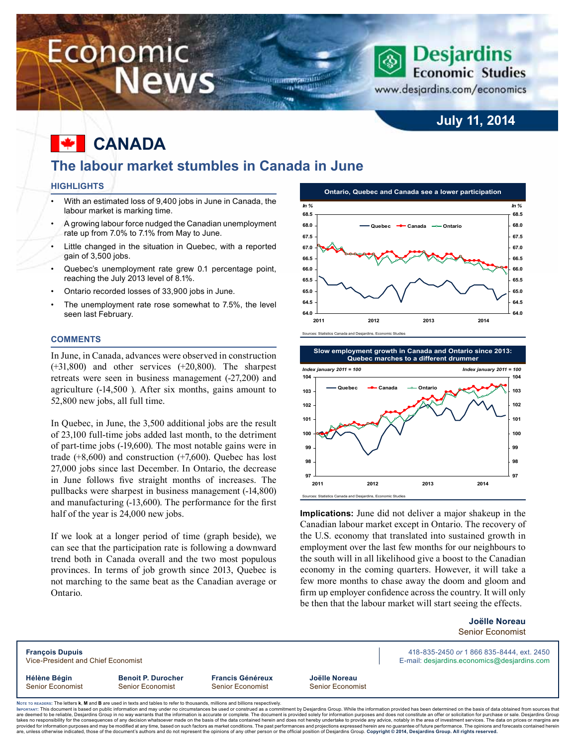# Economic News

Desjardins Economic Studies
www.desjardins.com/economics

July 11, 2014

# CANADA

## The labour market stumbles in Canada in June

### HIGHLIGHTS

- With an estimated loss of 9,400 jobs in June in Canada, the labour market is marking time.
- A growing labour force nudged the Canadian unemployment rate up from 7.0% to 7.1% from May to June.
- Little changed in the situation in Quebec, with a reported gain of 3,500 jobs.
- Quebec's unemployment rate grew 0.1 percentage point, reaching the July 2013 level of 8.1%.
- Ontario recorded losses of 33,900 jobs in June.
- The unemployment rate rose somewhat to 7.5%, the level seen last February.

### COMMENTS

In June, in Canada, advances were observed in construction (+31,800) and other services (+20,800). The sharpest retreats were seen in business management (-27,200) and agriculture (-14,500 ). After six months, gains amount to 52,800 new jobs, all full time.

In Quebec, in June, the 3,500 additional jobs are the result of 23,100 full-time jobs added last month, to the detriment of part-time jobs (-19,600). The most notable gains were in trade (+8,600) and construction (+7,600). Quebec has lost 27,000 jobs since last December. In Ontario, the decrease in June follows five straight months of increases. The pullbacks were sharpest in business management (-14,800) and manufacturing (-13,600). The performance for the first half of the year is 24,000 new jobs.

If we look at a longer period of time (graph beside), we can see that the participation rate is following a downward trend both in Canada overall and the two most populous provinces. In terms of job growth since 2013, Quebec is not marching to the same beat as the Canadian average or Ontario.

**Ontario, Quebec and Canada see a lower participation**

Sources: Statistics Canada and Desjardins, Economic Studies

**Slow employment growth in Canada and Ontario since 2013: Quebec marches to a different drummer**

Sources: Statistics Canada and Desjardins, Economic Studies

**Implications:** June did not deliver a major shakeup in the Canadian labour market except in Ontario. The recovery of the U.S. economy that translated into sustained growth in employment over the last few months for our neighbours to the south will in all likelihood give a boost to the Canadian economy in the coming quarters. However, it will take a few more months to chase away the doom and gloom and firm up employer confidence across the country. It will only be then that the labour market will start seeing the effects.

**Joëlle Noreau**
Senior Economist

**François Dupuis**
Vice-President and Chief Economist

418-835-2450 *or* 1 866 835-8444, ext. 2450
E-mail: desjardins.economics@desjardins.com

| **Hélène Bégin** | **Benoit P. Durocher** | **Francis Généreux** | **Joëlle Noreau** |
|---|---|---|---|
| Senior Economist | Senior Economist | Senior Economist | Senior Economist |

Note to readers: The letters **k**, **M** and **B** are used in texts and tables to refer to thousands, millions and billions respectively.

Important: This document is based on public information and may under no circumstances be used or construed as a commitment by Desjardins Group. While the information provided has been determined on the basis of data obtained from sources that are deemed to be reliable, Desjardins Group in no way warrants that the information is accurate or complete. The document is provided solely for information purposes and does not constitute an offer or solicitation for purchase or sale. Desjardins Group takes no responsibility for the consequences of any decision whatsoever made on the basis of the data contained herein and does not hereby undertake to provide any advice, notably in the area of investment services. The data on prices or margins are provided for information purposes and may be modified at any time, based on such factors as market conditions. The past performances and projections expressed herein are no guarantee of future performance. The opinions and forecasts contained herein are, unless otherwise indicated, those of the document's authors and do not represent the opinions of any other person or the official position of Desjardins Group. **Copyright © 2014, Desjardins Group. All rights reserved.**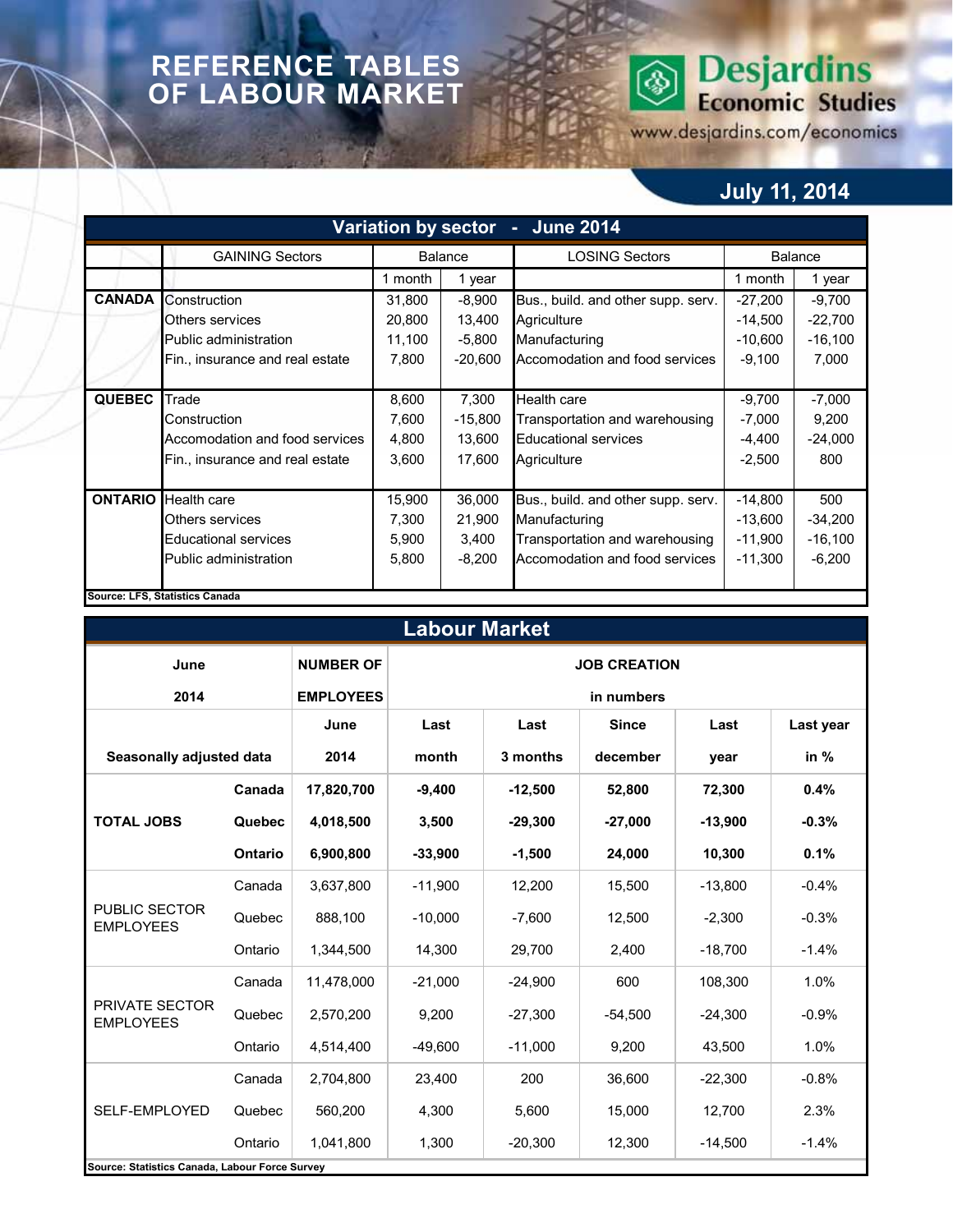# REFERENCE TABLES OF LABOUR MARKET

Desjardins Economic Studies
www.desjardins.com/economics

**July 11, 2014**

## Variation by sector - June 2014

| | GAINING Sectors | Balance | | LOSING Sectors | Balance | |
|---|---|---|---|---|---|---|
| | | 1 month | 1 year | | 1 month | 1 year |
| **CANADA** | Construction | 31,800 | -8,900 | Bus., build. and other supp. serv. | -27,200 | -9,700 |
| | Others services | 20,800 | 13,400 | Agriculture | -14,500 | -22,700 |
| | Public administration | 11,100 | -5,800 | Manufacturing | -10,600 | -16,100 |
| | Fin., insurance and real estate | 7,800 | -20,600 | Accomodation and food services | -9,100 | 7,000 |
| **QUEBEC** | Trade | 8,600 | 7,300 | Health care | -9,700 | -7,000 |
| | Construction | 7,600 | -15,800 | Transportation and warehousing | -7,000 | 9,200 |
| | Accomodation and food services | 4,800 | 13,600 | Educational services | -4,400 | -24,000 |
| | Fin., insurance and real estate | 3,600 | 17,600 | Agriculture | -2,500 | 800 |
| **ONTARIO** | Health care | 15,900 | 36,000 | Bus., build. and other supp. serv. | -14,800 | 500 |
| | Others services | 7,300 | 21,900 | Manufacturing | -13,600 | -34,200 |
| | Educational services | 5,900 | 3,400 | Transportation and warehousing | -11,900 | -16,100 |
| | Public administration | 5,800 | -8,200 | Accomodation and food services | -11,300 | -6,200 |

**Source: LFS, Statistics Canada**

## Labour Market

| June 2014 | | NUMBER OF EMPLOYEES | JOB CREATION in numbers | | | | |
|---|---|---|---|---|---|---|---|
| Seasonally adjusted data | | June 2014 | Last month | Last 3 months | Since december | Last year | Last year in % |
| **TOTAL JOBS** | **Canada** | **17,820,700** | **-9,400** | **-12,500** | **52,800** | **72,300** | **0.4%** |
| | **Quebec** | **4,018,500** | **3,500** | **-29,300** | **-27,000** | **-13,900** | **-0.3%** |
| | **Ontario** | **6,900,800** | **-33,900** | **-1,500** | **24,000** | **10,300** | **0.1%** |
| PUBLIC SECTOR EMPLOYEES | Canada | 3,637,800 | -11,900 | 12,200 | 15,500 | -13,800 | -0.4% |
| | Quebec | 888,100 | -10,000 | -7,600 | 12,500 | -2,300 | -0.3% |
| | Ontario | 1,344,500 | 14,300 | 29,700 | 2,400 | -18,700 | -1.4% |
| PRIVATE SECTOR EMPLOYEES | Canada | 11,478,000 | -21,000 | -24,900 | 600 | 108,300 | 1.0% |
| | Quebec | 2,570,200 | 9,200 | -27,300 | -54,500 | -24,300 | -0.9% |
| | Ontario | 4,514,400 | -49,600 | -11,000 | 9,200 | 43,500 | 1.0% |
| SELF-EMPLOYED | Canada | 2,704,800 | 23,400 | 200 | 36,600 | -22,300 | -0.8% |
| | Quebec | 560,200 | 4,300 | 5,600 | 15,000 | 12,700 | 2.3% |
| | Ontario | 1,041,800 | 1,300 | -20,300 | 12,300 | -14,500 | -1.4% |

**Source: Statistics Canada, Labour Force Survey**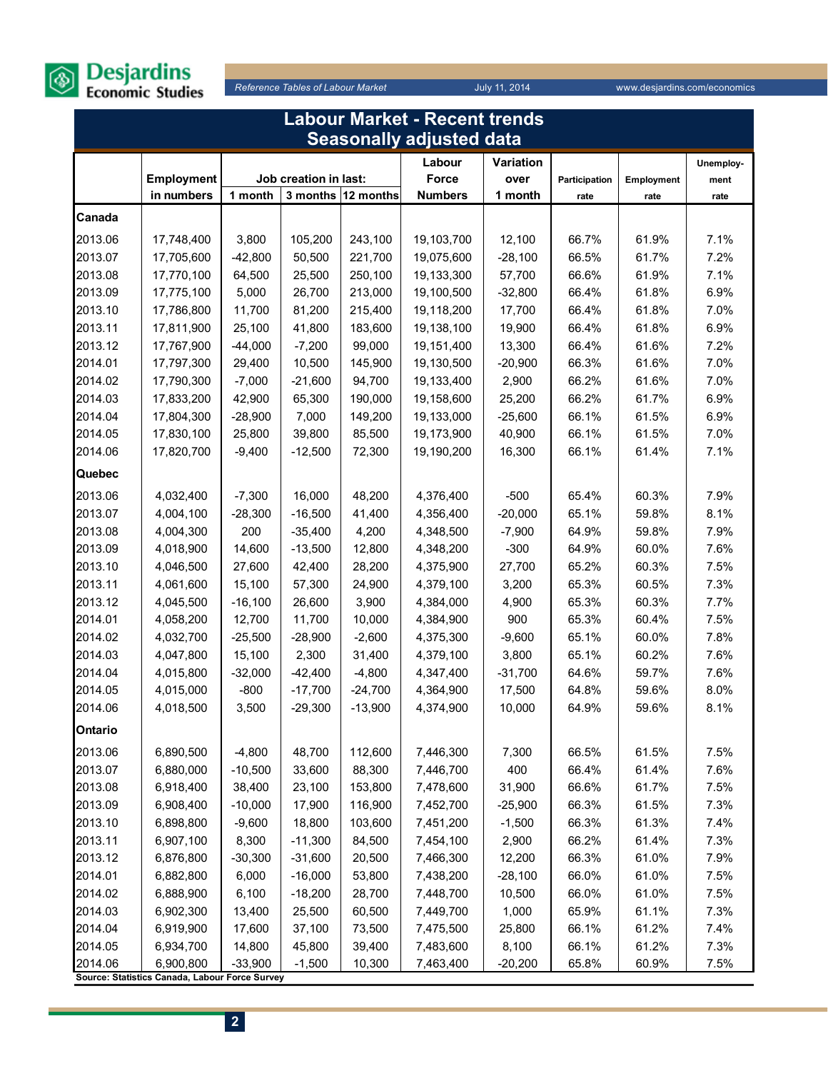# Labour Market - Recent trends
## Seasonally adjusted data

| | Employment in numbers | Job creation in last: 1 month | 3 months | 12 months | Labour Force Numbers | Variation over 1 month | Participation rate | Employment rate | Unemployment rate |
|---|---|---|---|---|---|---|---|---|---|
| **Canada** | | | | | | | | | |
| 2013.06 | 17,748,400 | 3,800 | 105,200 | 243,100 | 19,103,700 | 12,100 | 66.7% | 61.9% | 7.1% |
| 2013.07 | 17,705,600 | -42,800 | 50,500 | 221,700 | 19,075,600 | -28,100 | 66.5% | 61.7% | 7.2% |
| 2013.08 | 17,770,100 | 64,500 | 25,500 | 250,100 | 19,133,300 | 57,700 | 66.6% | 61.9% | 7.1% |
| 2013.09 | 17,775,100 | 5,000 | 26,700 | 213,000 | 19,100,500 | -32,800 | 66.4% | 61.8% | 6.9% |
| 2013.10 | 17,786,800 | 11,700 | 81,200 | 215,400 | 19,118,200 | 17,700 | 66.4% | 61.8% | 7.0% |
| 2013.11 | 17,811,900 | 25,100 | 41,800 | 183,600 | 19,138,100 | 19,900 | 66.4% | 61.8% | 6.9% |
| 2013.12 | 17,767,900 | -44,000 | -7,200 | 99,000 | 19,151,400 | 13,300 | 66.4% | 61.6% | 7.2% |
| 2014.01 | 17,797,300 | 29,400 | 10,500 | 145,900 | 19,130,500 | -20,900 | 66.3% | 61.6% | 7.0% |
| 2014.02 | 17,790,300 | -7,000 | -21,600 | 94,700 | 19,133,400 | 2,900 | 66.2% | 61.6% | 7.0% |
| 2014.03 | 17,833,200 | 42,900 | 65,300 | 190,000 | 19,158,600 | 25,200 | 66.2% | 61.7% | 6.9% |
| 2014.04 | 17,804,300 | -28,900 | 7,000 | 149,200 | 19,133,000 | -25,600 | 66.1% | 61.5% | 6.9% |
| 2014.05 | 17,830,100 | 25,800 | 39,800 | 85,500 | 19,173,900 | 40,900 | 66.1% | 61.5% | 7.0% |
| 2014.06 | 17,820,700 | -9,400 | -12,500 | 72,300 | 19,190,200 | 16,300 | 66.1% | 61.4% | 7.1% |
| **Quebec** | | | | | | | | | |
| 2013.06 | 4,032,400 | -7,300 | 16,000 | 48,200 | 4,376,400 | -500 | 65.4% | 60.3% | 7.9% |
| 2013.07 | 4,004,100 | -28,300 | -16,500 | 41,400 | 4,356,400 | -20,000 | 65.1% | 59.8% | 8.1% |
| 2013.08 | 4,004,300 | 200 | -35,400 | 4,200 | 4,348,500 | -7,900 | 64.9% | 59.8% | 7.9% |
| 2013.09 | 4,018,900 | 14,600 | -13,500 | 12,800 | 4,348,200 | -300 | 64.9% | 60.0% | 7.6% |
| 2013.10 | 4,046,500 | 27,600 | 42,400 | 28,200 | 4,375,900 | 27,700 | 65.2% | 60.3% | 7.5% |
| 2013.11 | 4,061,600 | 15,100 | 57,300 | 24,900 | 4,379,100 | 3,200 | 65.3% | 60.5% | 7.3% |
| 2013.12 | 4,045,500 | -16,100 | 26,600 | 3,900 | 4,384,000 | 4,900 | 65.3% | 60.3% | 7.7% |
| 2014.01 | 4,058,200 | 12,700 | 11,700 | 10,000 | 4,384,900 | 900 | 65.3% | 60.4% | 7.5% |
| 2014.02 | 4,032,700 | -25,500 | -28,900 | -2,600 | 4,375,300 | -9,600 | 65.1% | 60.0% | 7.8% |
| 2014.03 | 4,047,800 | 15,100 | 2,300 | 31,400 | 4,379,100 | 3,800 | 65.1% | 60.2% | 7.6% |
| 2014.04 | 4,015,800 | -32,000 | -42,400 | -4,800 | 4,347,400 | -31,700 | 64.6% | 59.7% | 7.6% |
| 2014.05 | 4,015,000 | -800 | -17,700 | -24,700 | 4,364,900 | 17,500 | 64.8% | 59.6% | 8.0% |
| 2014.06 | 4,018,500 | 3,500 | -29,300 | -13,900 | 4,374,900 | 10,000 | 64.9% | 59.6% | 8.1% |
| **Ontario** | | | | | | | | | |
| 2013.06 | 6,890,500 | -4,800 | 48,700 | 112,600 | 7,446,300 | 7,300 | 66.5% | 61.5% | 7.5% |
| 2013.07 | 6,880,000 | -10,500 | 33,600 | 88,300 | 7,446,700 | 400 | 66.4% | 61.4% | 7.6% |
| 2013.08 | 6,918,400 | 38,400 | 23,100 | 153,800 | 7,478,600 | 31,900 | 66.6% | 61.7% | 7.5% |
| 2013.09 | 6,908,400 | -10,000 | 17,900 | 116,900 | 7,452,700 | -25,900 | 66.3% | 61.5% | 7.3% |
| 2013.10 | 6,898,800 | -9,600 | 18,800 | 103,600 | 7,451,200 | -1,500 | 66.3% | 61.3% | 7.4% |
| 2013.11 | 6,907,100 | 8,300 | -11,300 | 84,500 | 7,454,100 | 2,900 | 66.2% | 61.4% | 7.3% |
| 2013.12 | 6,876,800 | -30,300 | -31,600 | 20,500 | 7,466,300 | 12,200 | 66.3% | 61.0% | 7.9% |
| 2014.01 | 6,882,800 | 6,000 | -16,000 | 53,800 | 7,438,200 | -28,100 | 66.0% | 61.0% | 7.5% |
| 2014.02 | 6,888,900 | 6,100 | -18,200 | 28,700 | 7,448,700 | 10,500 | 66.0% | 61.0% | 7.5% |
| 2014.03 | 6,902,300 | 13,400 | 25,500 | 60,500 | 7,449,700 | 1,000 | 65.9% | 61.1% | 7.3% |
| 2014.04 | 6,919,900 | 17,600 | 37,100 | 73,500 | 7,475,500 | 25,800 | 66.1% | 61.2% | 7.4% |
| 2014.05 | 6,934,700 | 14,800 | 45,800 | 39,400 | 7,483,600 | 8,100 | 66.1% | 61.2% | 7.3% |
| 2014.06 | 6,900,800 | -33,900 | -1,500 | 10,300 | 7,463,400 | -20,200 | 65.8% | 60.9% | 7.5% |

**Source: Statistics Canada, Labour Force Survey**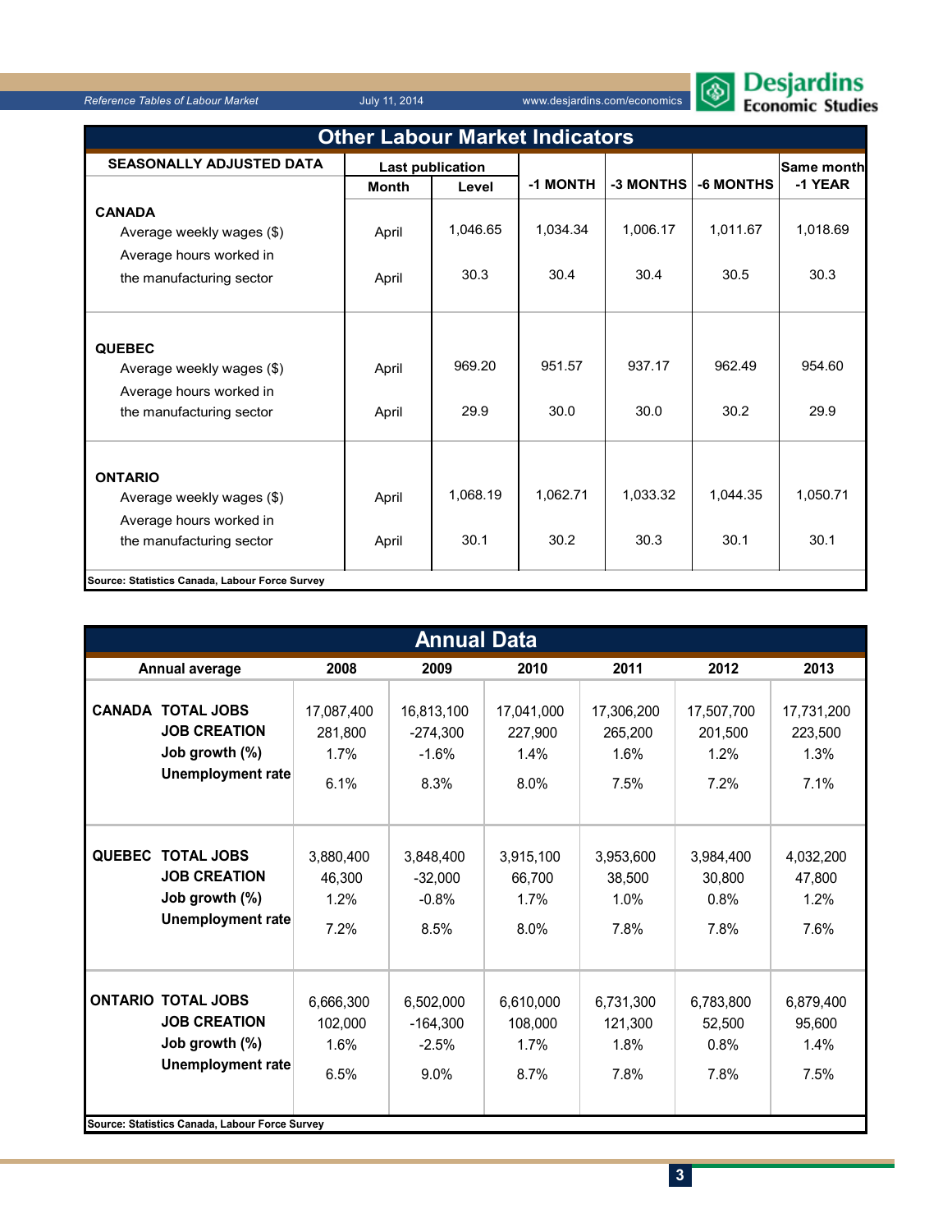## Other Labour Market Indicators

| SEASONALLY ADJUSTED DATA | Last publication | | -1 MONTH | -3 MONTHS | -6 MONTHS | Same month -1 YEAR |
|---|---|---|---|---|---|---|
| | Month | Level | | | | |
| **CANADA** | | | | | | |
| Average weekly wages ($) | April | 1,046.65 | 1,034.34 | 1,006.17 | 1,011.67 | 1,018.69 |
| Average hours worked in the manufacturing sector | April | 30.3 | 30.4 | 30.4 | 30.5 | 30.3 |
| **QUEBEC** | | | | | | |
| Average weekly wages ($) | April | 969.20 | 951.57 | 937.17 | 962.49 | 954.60 |
| Average hours worked in the manufacturing sector | April | 29.9 | 30.0 | 30.0 | 30.2 | 29.9 |
| **ONTARIO** | | | | | | |
| Average weekly wages ($) | April | 1,068.19 | 1,062.71 | 1,033.32 | 1,044.35 | 1,050.71 |
| Average hours worked in the manufacturing sector | April | 30.1 | 30.2 | 30.3 | 30.1 | 30.1 |

**Source: Statistics Canada, Labour Force Survey**

## Annual Data

| Annual average | | 2008 | 2009 | 2010 | 2011 | 2012 | 2013 |
|---|---|---|---|---|---|---|---|
| **CANADA** | **TOTAL JOBS** | 17,087,400 | 16,813,100 | 17,041,000 | 17,306,200 | 17,507,700 | 17,731,200 |
| | **JOB CREATION** | 281,800 | -274,300 | 227,900 | 265,200 | 201,500 | 223,500 |
| | **Job growth (%)** | 1.7% | -1.6% | 1.4% | 1.6% | 1.2% | 1.3% |
| | **Unemployment rate** | 6.1% | 8.3% | 8.0% | 7.5% | 7.2% | 7.1% |
| **QUEBEC** | **TOTAL JOBS** | 3,880,400 | 3,848,400 | 3,915,100 | 3,953,600 | 3,984,400 | 4,032,200 |
| | **JOB CREATION** | 46,300 | -32,000 | 66,700 | 38,500 | 30,800 | 47,800 |
| | **Job growth (%)** | 1.2% | -0.8% | 1.7% | 1.0% | 0.8% | 1.2% |
| | **Unemployment rate** | 7.2% | 8.5% | 8.0% | 7.8% | 7.8% | 7.6% |
| **ONTARIO** | **TOTAL JOBS** | 6,666,300 | 6,502,000 | 6,610,000 | 6,731,300 | 6,783,800 | 6,879,400 |
| | **JOB CREATION** | 102,000 | -164,300 | 108,000 | 121,300 | 52,500 | 95,600 |
| | **Job growth (%)** | 1.6% | -2.5% | 1.7% | 1.8% | 0.8% | 1.4% |
| | **Unemployment rate** | 6.5% | 9.0% | 8.7% | 7.8% | 7.8% | 7.5% |

**Source: Statistics Canada, Labour Force Survey**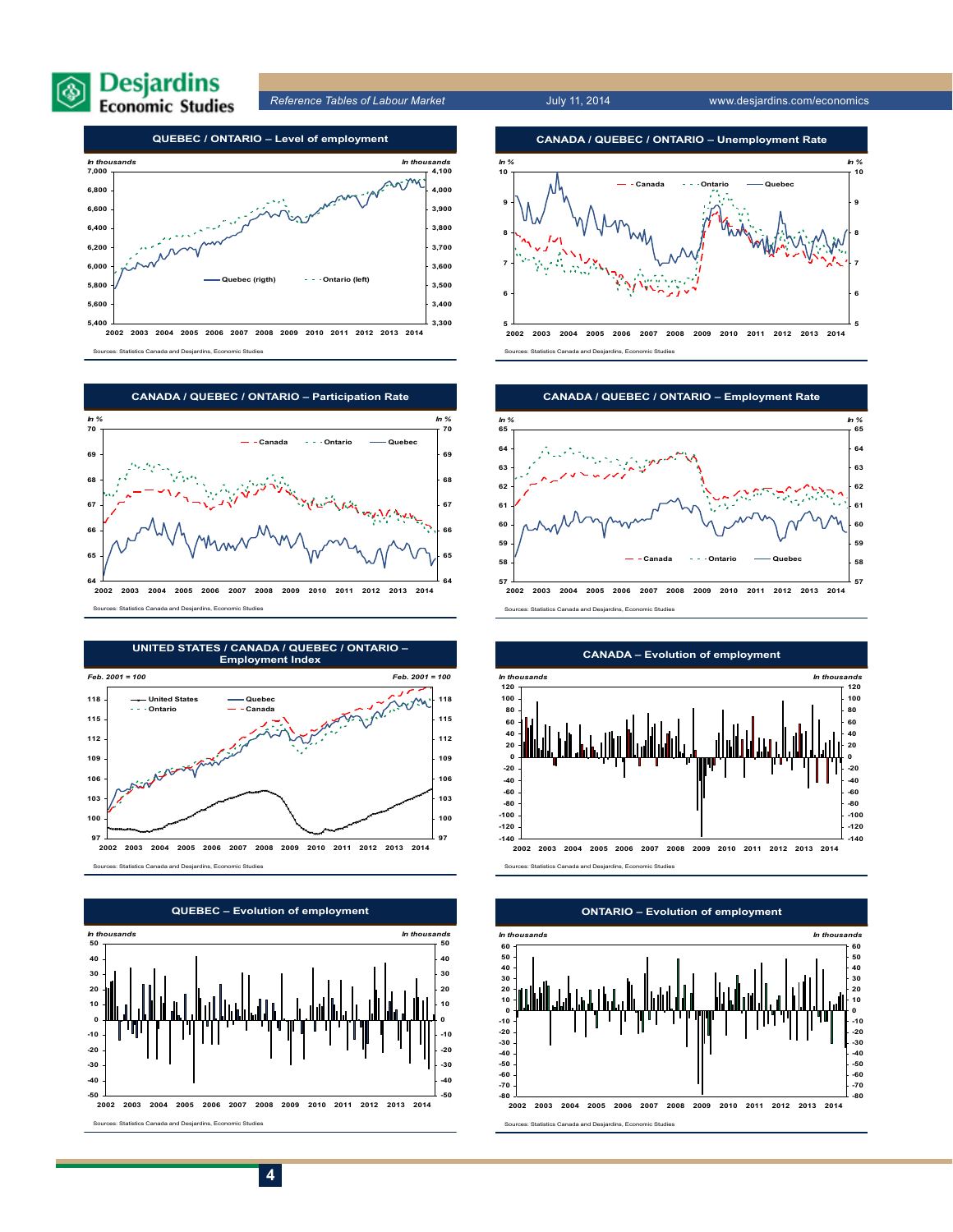## QUEBEC / ONTARIO – Level of employment

*In thousands* | *In thousands*

Quebec (rigth) — Ontario (left)

Sources: Statistics Canada and Desjardins, Economic Studies

## CANADA / QUEBEC / ONTARIO – Unemployment Rate

*In %*

Canada — Ontario — Quebec

Sources: Statistics Canada and Desjardins, Economic Studies

## CANADA / QUEBEC / ONTARIO – Participation Rate

*In %*

Canada — Ontario — Quebec

Sources: Statistics Canada and Desjardins, Economic Studies

## CANADA / QUEBEC / ONTARIO – Employment Rate

*In %*

Canada — Ontario — Quebec

Sources: Statistics Canada and Desjardins, Economic Studies

## UNITED STATES / CANADA / QUEBEC / ONTARIO – Employment Index

*Feb. 2001 = 100*

United States — Quebec — Ontario — Canada

Sources: Statistics Canada and Desjardins, Economic Studies

## CANADA – Evolution of employment

*In thousands*

Sources: Statistics Canada and Desjardins, Economic Studies

## QUEBEC – Evolution of employment

*In thousands*

Sources: Statistics Canada and Desjardins, Economic Studies

## ONTARIO – Evolution of employment

*In thousands*

Sources: Statistics Canada and Desjardins, Economic Studies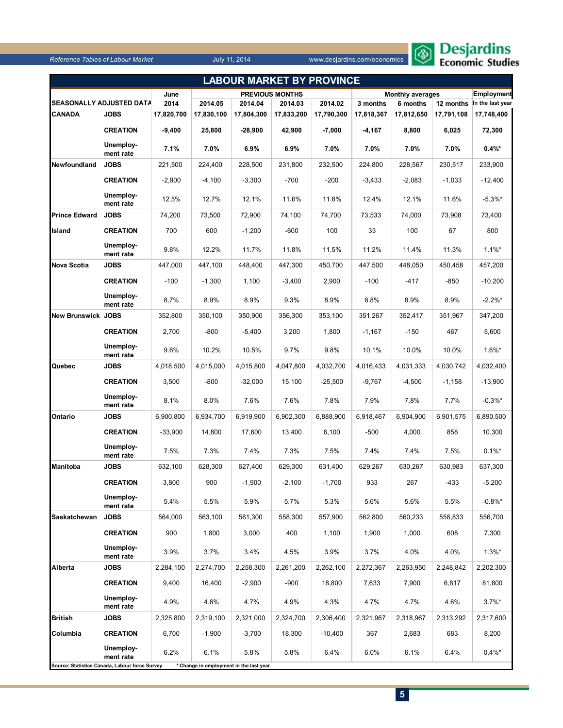## LABOUR MARKET BY PROVINCE

| SEASONALLY ADJUSTED DATA | | June 2014 | PREVIOUS MONTHS 2014.05 | 2014.04 | 2014.03 | 2014.02 | Monthly averages 3 months | 6 months | 12 months | Employment In the last year |
|---|---|---|---|---|---|---|---|---|---|---|
| **CANADA** | **JOBS** | **17,820,700** | **17,830,100** | **17,804,300** | **17,833,200** | **17,790,300** | **17,818,367** | **17,812,650** | **17,791,108** | **17,748,400** |
| | **CREATION** | **-9,400** | **25,800** | **-28,900** | **42,900** | **-7,000** | **-4,167** | **8,800** | **6,025** | **72,300** |
| | **Unemployment rate** | **7.1%** | **7.0%** | **6.9%** | **6.9%** | **7.0%** | **7.0%** | **7.0%** | **7.0%** | **0.4%*** |
| **Newfoundland** | **JOBS** | 221,500 | 224,400 | 228,500 | 231,800 | 232,500 | 224,800 | 228,567 | 230,517 | 233,900 |
| | **CREATION** | -2,900 | -4,100 | -3,300 | -700 | -200 | -3,433 | -2,083 | -1,033 | -12,400 |
| | **Unemployment rate** | 12.5% | 12.7% | 12.1% | 11.6% | 11.8% | 12.4% | 12.1% | 11.6% | -5.3%* |
| **Prince Edward** | **JOBS** | 74,200 | 73,500 | 72,900 | 74,100 | 74,700 | 73,533 | 74,000 | 73,908 | 73,400 |
| **Island** | **CREATION** | 700 | 600 | -1,200 | -600 | 100 | 33 | 100 | 67 | 800 |
| | **Unemployment rate** | 9.8% | 12.2% | 11.7% | 11.8% | 11.5% | 11.2% | 11.4% | 11.3% | 1.1%* |
| **Nova Scotia** | **JOBS** | 447,000 | 447,100 | 448,400 | 447,300 | 450,700 | 447,500 | 448,050 | 450,458 | 457,200 |
| | **CREATION** | -100 | -1,300 | 1,100 | -3,400 | 2,900 | -100 | -417 | -850 | -10,200 |
| | **Unemployment rate** | 8.7% | 8.9% | 8.9% | 9.3% | 8.9% | 8.8% | 8.9% | 8.9% | -2.2%* |
| **New Brunswick** | **JOBS** | 352,800 | 350,100 | 350,900 | 356,300 | 353,100 | 351,267 | 352,417 | 351,967 | 347,200 |
| | **CREATION** | 2,700 | -800 | -5,400 | 3,200 | 1,800 | -1,167 | -150 | 467 | 5,600 |
| | **Unemployment rate** | 9.6% | 10.2% | 10.5% | 9.7% | 9.8% | 10.1% | 10.0% | 10.0% | 1.6%* |
| **Quebec** | **JOBS** | 4,018,500 | 4,015,000 | 4,015,800 | 4,047,800 | 4,032,700 | 4,016,433 | 4,031,333 | 4,030,742 | 4,032,400 |
| | **CREATION** | 3,500 | -800 | -32,000 | 15,100 | -25,500 | -9,767 | -4,500 | -1,158 | -13,900 |
| | **Unemployment rate** | 8.1% | 8.0% | 7.6% | 7.6% | 7.8% | 7.9% | 7.8% | 7.7% | -0.3%* |
| **Ontario** | **JOBS** | 6,900,800 | 6,934,700 | 6,919,900 | 6,902,300 | 6,888,900 | 6,918,467 | 6,904,900 | 6,901,575 | 6,890,500 |
| | **CREATION** | -33,900 | 14,800 | 17,600 | 13,400 | 6,100 | -500 | 4,000 | 858 | 10,300 |
| | **Unemployment rate** | 7.5% | 7.3% | 7.4% | 7.3% | 7.5% | 7.4% | 7.4% | 7.5% | 0.1%* |
| **Manitoba** | **JOBS** | 632,100 | 628,300 | 627,400 | 629,300 | 631,400 | 629,267 | 630,267 | 630,983 | 637,300 |
| | **CREATION** | 3,800 | 900 | -1,900 | -2,100 | -1,700 | 933 | 267 | -433 | -5,200 |
| | **Unemployment rate** | 5.4% | 5.5% | 5.9% | 5.7% | 5.3% | 5.6% | 5.6% | 5.5% | -0.8%* |
| **Saskatchewan** | **JOBS** | 564,000 | 563,100 | 561,300 | 558,300 | 557,900 | 562,800 | 560,233 | 558,833 | 556,700 |
| | **CREATION** | 900 | 1,800 | 3,000 | 400 | 1,100 | 1,900 | 1,000 | 608 | 7,300 |
| | **Unemployment rate** | 3.9% | 3.7% | 3.4% | 4.5% | 3.9% | 3.7% | 4.0% | 4.0% | 1.3%* |
| **Alberta** | **JOBS** | 2,284,100 | 2,274,700 | 2,258,300 | 2,261,200 | 2,262,100 | 2,272,367 | 2,263,950 | 2,248,842 | 2,202,300 |
| | **CREATION** | 9,400 | 16,400 | -2,900 | -900 | 18,800 | 7,633 | 7,900 | 6,817 | 81,800 |
| | **Unemployment rate** | 4.9% | 4.6% | 4.7% | 4.9% | 4.3% | 4.7% | 4.7% | 4.6% | 3.7%* |
| **British** | **JOBS** | 2,325,800 | 2,319,100 | 2,321,000 | 2,324,700 | 2,306,400 | 2,321,967 | 2,318,967 | 2,313,292 | 2,317,600 |
| **Columbia** | **CREATION** | 6,700 | -1,900 | -3,700 | 18,300 | -10,400 | 367 | 2,683 | 683 | 8,200 |
| | **Unemployment rate** | 6.2% | 6.1% | 5.8% | 5.8% | 6.4% | 6.0% | 6.1% | 6.4% | 0.4%* |

**Source: Statistics Canada, Labour force Survey** &nbsp;&nbsp; **\* Change in employment in the last year**